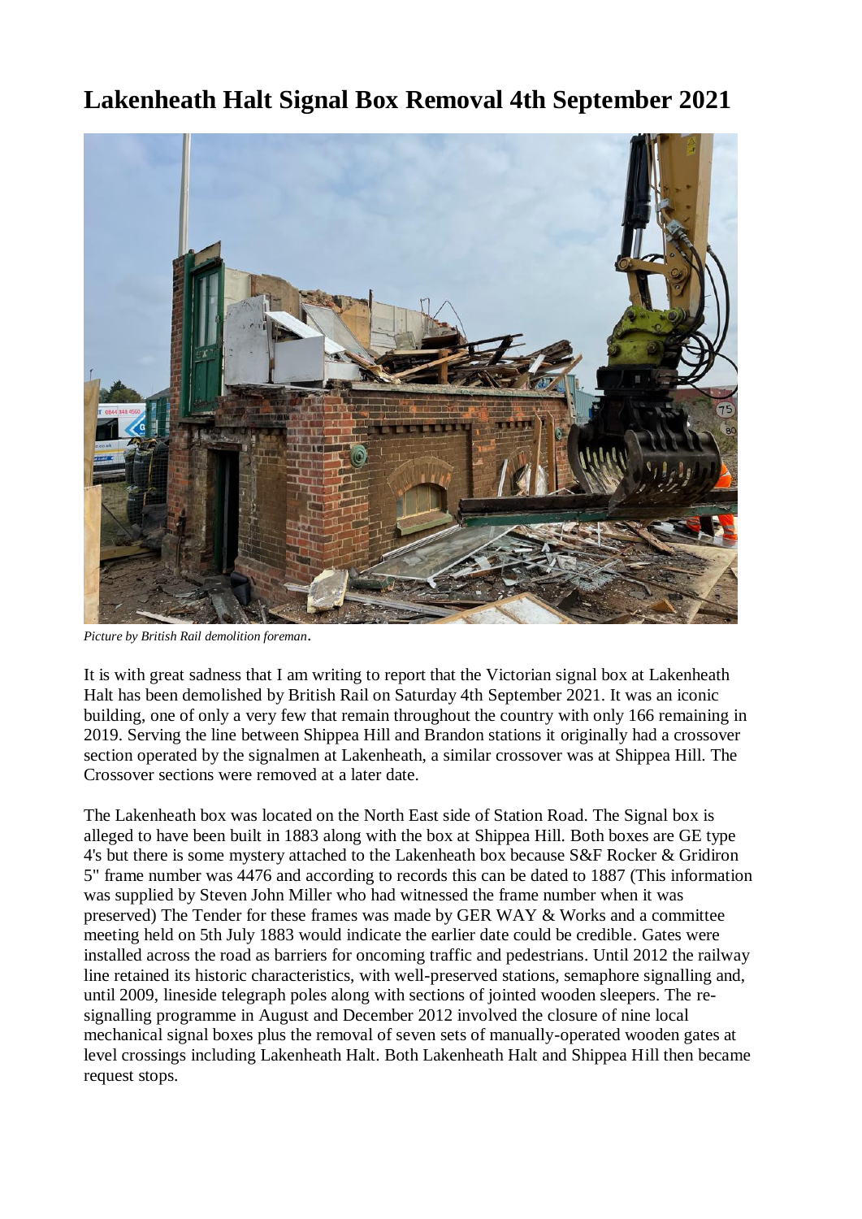# Lakenheath Halt Signal Box Removal 4th September 2021

*Picture by British Rail demolition foreman*.

It is with great sadness that I am writing to report that the Victorian signal box at Lakenheath Halt has been demolished by British Rail on Saturday 4th September 2021. It was an iconic building, one of only a very few that remain throughout the country with only 166 remaining in 2019. Serving the line between Shippea Hill and Brandon stations it originally had a crossover section operated by the signalmen at Lakenheath, a similar crossover was at Shippea Hill. The Crossover sections were removed at a later date.

The Lakenheath box was located on the North East side of Station Road. The Signal box is alleged to have been built in 1883 along with the box at Shippea Hill. Both boxes are GE type 4's but there is some mystery attached to the Lakenheath box because S&F Rocker & Gridiron 5" frame number was 4476 and according to records this can be dated to 1887 (This information was supplied by Steven John Miller who had witnessed the frame number when it was preserved) The Tender for these frames was made by GER WAY & Works and a committee meeting held on 5th July 1883 would indicate the earlier date could be credible. Gates were installed across the road as barriers for oncoming traffic and pedestrians. Until 2012 the railway line retained its historic characteristics, with well-preserved stations, semaphore signalling and, until 2009, lineside telegraph poles along with sections of jointed wooden sleepers. The re-signalling programme in August and December 2012 involved the closure of nine local mechanical signal boxes plus the removal of seven sets of manually-operated wooden gates at level crossings including Lakenheath Halt. Both Lakenheath Halt and Shippea Hill then became request stops.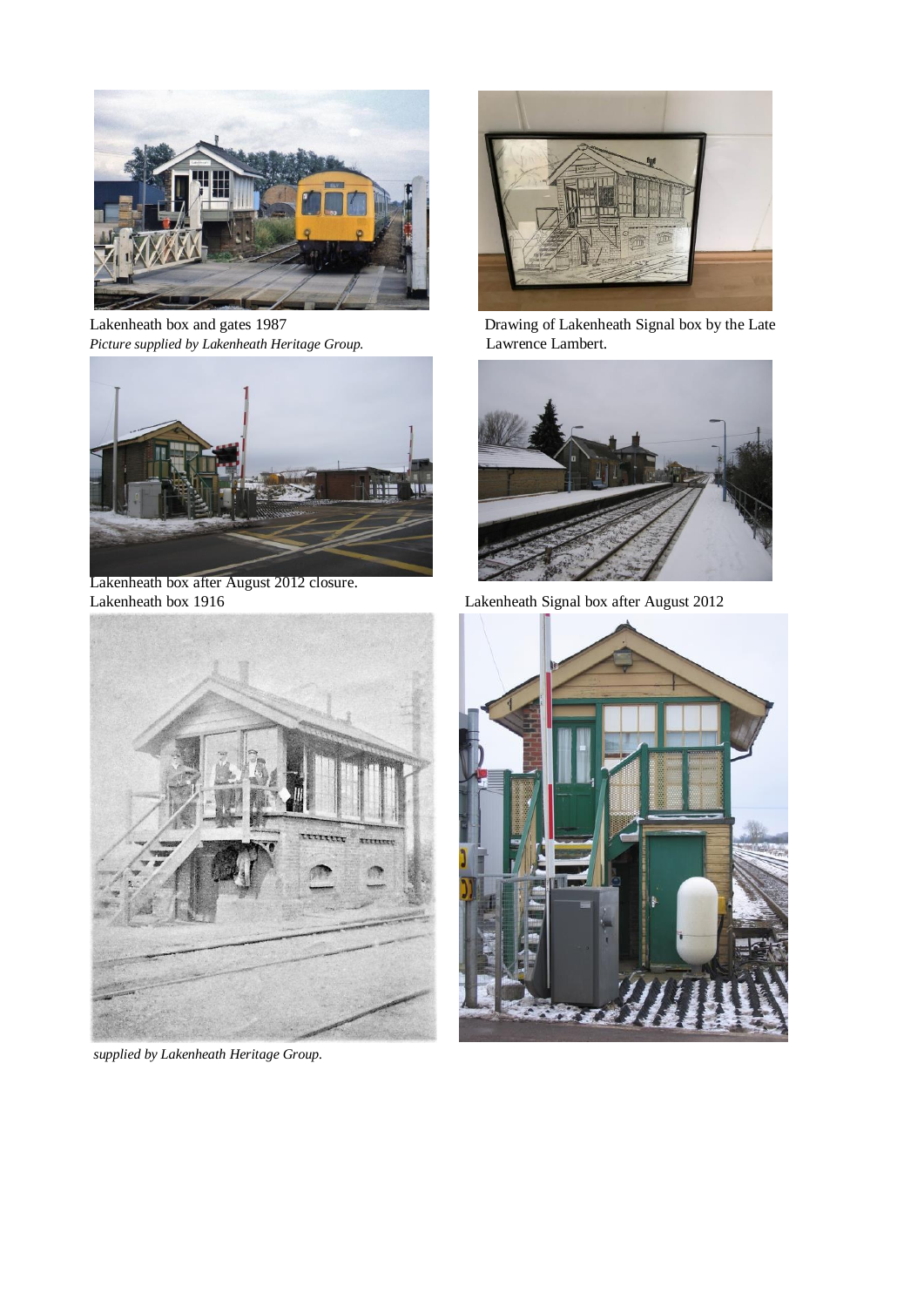Lakenheath box and gates 1987

*Picture supplied by Lakenheath Heritage Group.*

Drawing of Lakenheath Signal box by the Late Lawrence Lambert.

Lakenheath box after August 2012 closure.

Lakenheath Signal box after August 2012

Lakenheath box 1916

*supplied by Lakenheath Heritage Group.*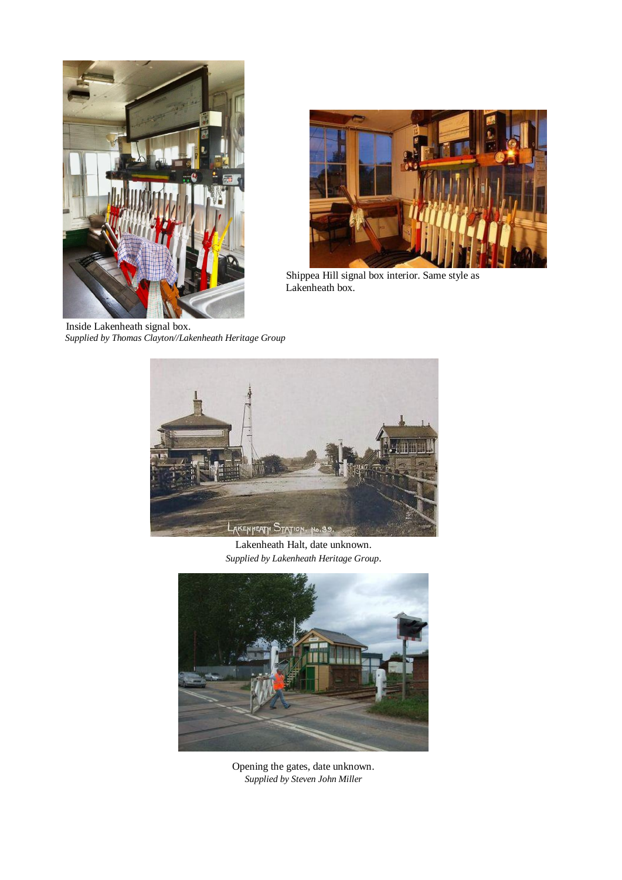Inside Lakenheath signal box.
*Supplied by Thomas Clayton//Lakenheath Heritage Group*

Shippea Hill signal box interior. Same style as Lakenheath box.

Lakenheath Halt, date unknown.
*Supplied by Lakenheath Heritage Group*.

Opening the gates, date unknown.
*Supplied by Steven John Miller*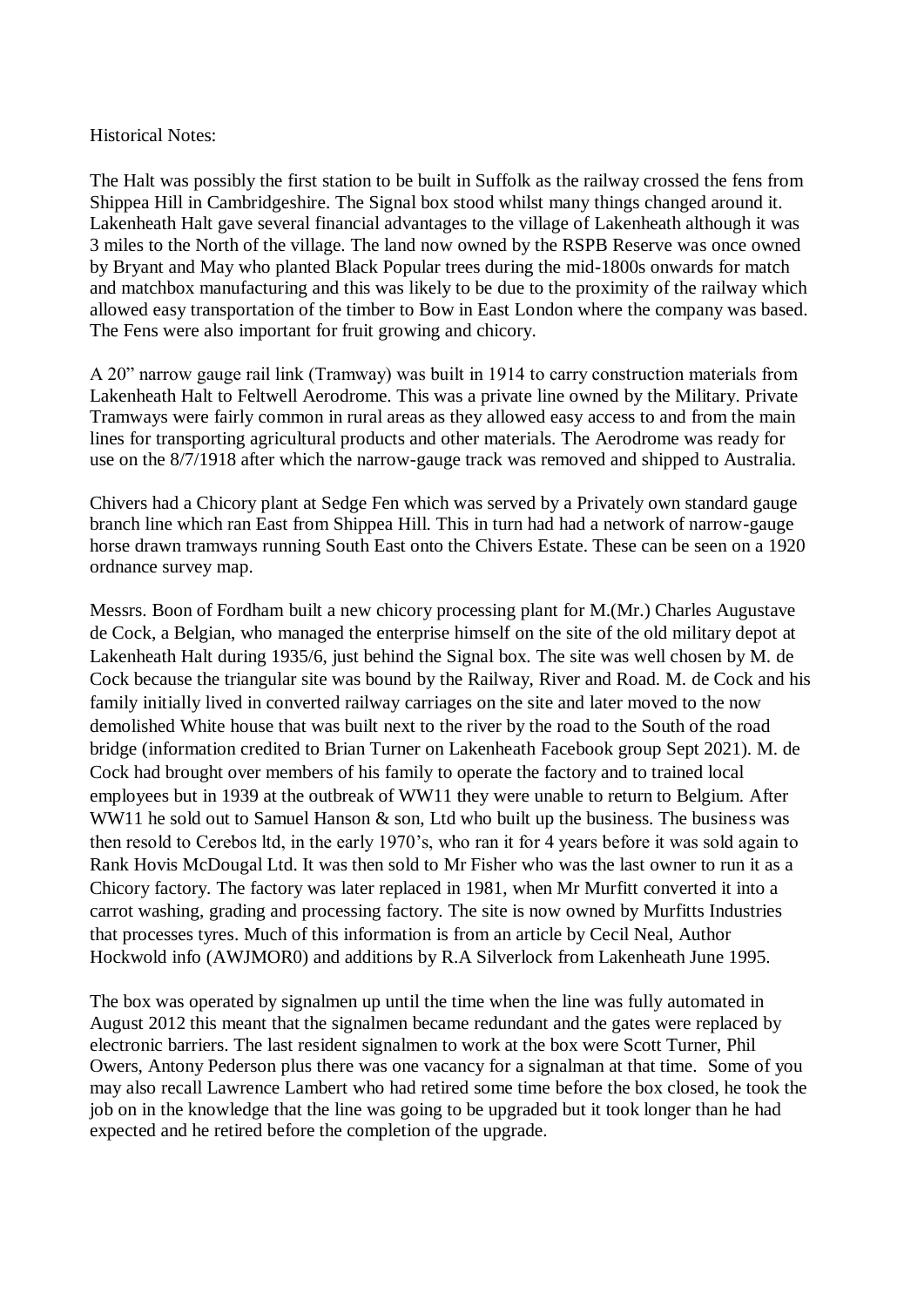Historical Notes:

The Halt was possibly the first station to be built in Suffolk as the railway crossed the fens from Shippea Hill in Cambridgeshire. The Signal box stood whilst many things changed around it. Lakenheath Halt gave several financial advantages to the village of Lakenheath although it was 3 miles to the North of the village. The land now owned by the RSPB Reserve was once owned by Bryant and May who planted Black Popular trees during the mid-1800s onwards for match and matchbox manufacturing and this was likely to be due to the proximity of the railway which allowed easy transportation of the timber to Bow in East London where the company was based. The Fens were also important for fruit growing and chicory.

A 20" narrow gauge rail link (Tramway) was built in 1914 to carry construction materials from Lakenheath Halt to Feltwell Aerodrome. This was a private line owned by the Military. Private Tramways were fairly common in rural areas as they allowed easy access to and from the main lines for transporting agricultural products and other materials. The Aerodrome was ready for use on the 8/7/1918 after which the narrow-gauge track was removed and shipped to Australia.

Chivers had a Chicory plant at Sedge Fen which was served by a Privately own standard gauge branch line which ran East from Shippea Hill. This in turn had had a network of narrow-gauge horse drawn tramways running South East onto the Chivers Estate. These can be seen on a 1920 ordnance survey map.

Messrs. Boon of Fordham built a new chicory processing plant for M.(Mr.) Charles Augustave de Cock, a Belgian, who managed the enterprise himself on the site of the old military depot at Lakenheath Halt during 1935/6, just behind the Signal box. The site was well chosen by M. de Cock because the triangular site was bound by the Railway, River and Road. M. de Cock and his family initially lived in converted railway carriages on the site and later moved to the now demolished White house that was built next to the river by the road to the South of the road bridge (information credited to Brian Turner on Lakenheath Facebook group Sept 2021). M. de Cock had brought over members of his family to operate the factory and to trained local employees but in 1939 at the outbreak of WW11 they were unable to return to Belgium. After WW11 he sold out to Samuel Hanson & son, Ltd who built up the business. The business was then resold to Cerebos ltd, in the early 1970's, who ran it for 4 years before it was sold again to Rank Hovis McDougal Ltd. It was then sold to Mr Fisher who was the last owner to run it as a Chicory factory. The factory was later replaced in 1981, when Mr Murfitt converted it into a carrot washing, grading and processing factory. The site is now owned by Murfitts Industries that processes tyres. Much of this information is from an article by Cecil Neal, Author Hockwold info (AWJMOR0) and additions by R.A Silverlock from Lakenheath June 1995.

The box was operated by signalmen up until the time when the line was fully automated in August 2012 this meant that the signalmen became redundant and the gates were replaced by electronic barriers. The last resident signalmen to work at the box were Scott Turner, Phil Owers, Antony Pederson plus there was one vacancy for a signalman at that time. Some of you may also recall Lawrence Lambert who had retired some time before the box closed, he took the job on in the knowledge that the line was going to be upgraded but it took longer than he had expected and he retired before the completion of the upgrade.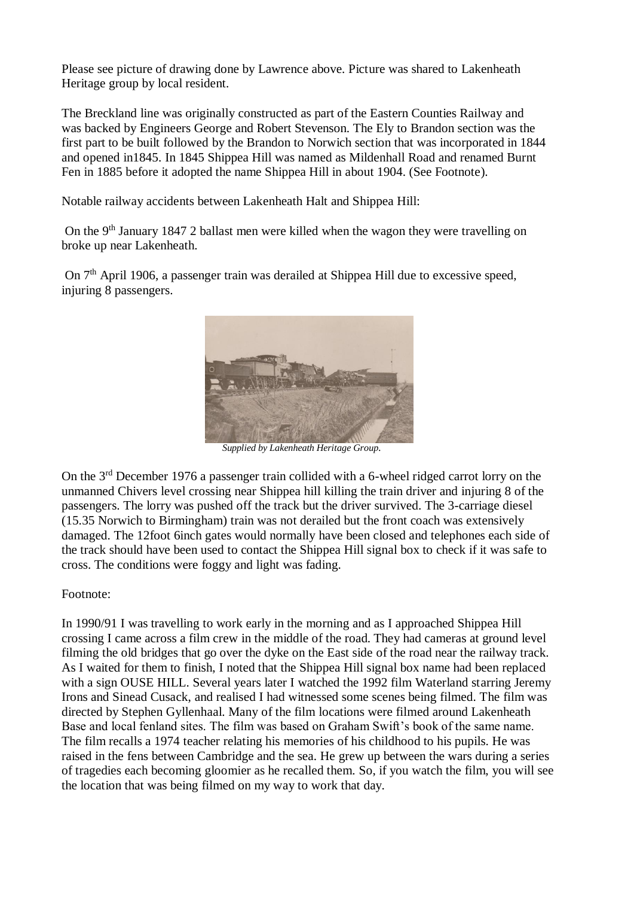Please see picture of drawing done by Lawrence above. Picture was shared to Lakenheath Heritage group by local resident.

The Breckland line was originally constructed as part of the Eastern Counties Railway and was backed by Engineers George and Robert Stevenson. The Ely to Brandon section was the first part to be built followed by the Brandon to Norwich section that was incorporated in 1844 and opened in1845. In 1845 Shippea Hill was named as Mildenhall Road and renamed Burnt Fen in 1885 before it adopted the name Shippea Hill in about 1904. (See Footnote).

Notable railway accidents between Lakenheath Halt and Shippea Hill:

On the 9th January 1847 2 ballast men were killed when the wagon they were travelling on broke up near Lakenheath.

On 7th April 1906, a passenger train was derailed at Shippea Hill due to excessive speed, injuring 8 passengers.

*Supplied by Lakenheath Heritage Group.*

On the 3rd December 1976 a passenger train collided with a 6-wheel ridged carrot lorry on the unmanned Chivers level crossing near Shippea hill killing the train driver and injuring 8 of the passengers. The lorry was pushed off the track but the driver survived. The 3-carriage diesel (15.35 Norwich to Birmingham) train was not derailed but the front coach was extensively damaged. The 12foot 6inch gates would normally have been closed and telephones each side of the track should have been used to contact the Shippea Hill signal box to check if it was safe to cross. The conditions were foggy and light was fading.

Footnote:

In 1990/91 I was travelling to work early in the morning and as I approached Shippea Hill crossing I came across a film crew in the middle of the road. They had cameras at ground level filming the old bridges that go over the dyke on the East side of the road near the railway track. As I waited for them to finish, I noted that the Shippea Hill signal box name had been replaced with a sign OUSE HILL. Several years later I watched the 1992 film Waterland starring Jeremy Irons and Sinead Cusack, and realised I had witnessed some scenes being filmed. The film was directed by Stephen Gyllenhaal. Many of the film locations were filmed around Lakenheath Base and local fenland sites. The film was based on Graham Swift's book of the same name. The film recalls a 1974 teacher relating his memories of his childhood to his pupils. He was raised in the fens between Cambridge and the sea. He grew up between the wars during a series of tragedies each becoming gloomier as he recalled them. So, if you watch the film, you will see the location that was being filmed on my way to work that day.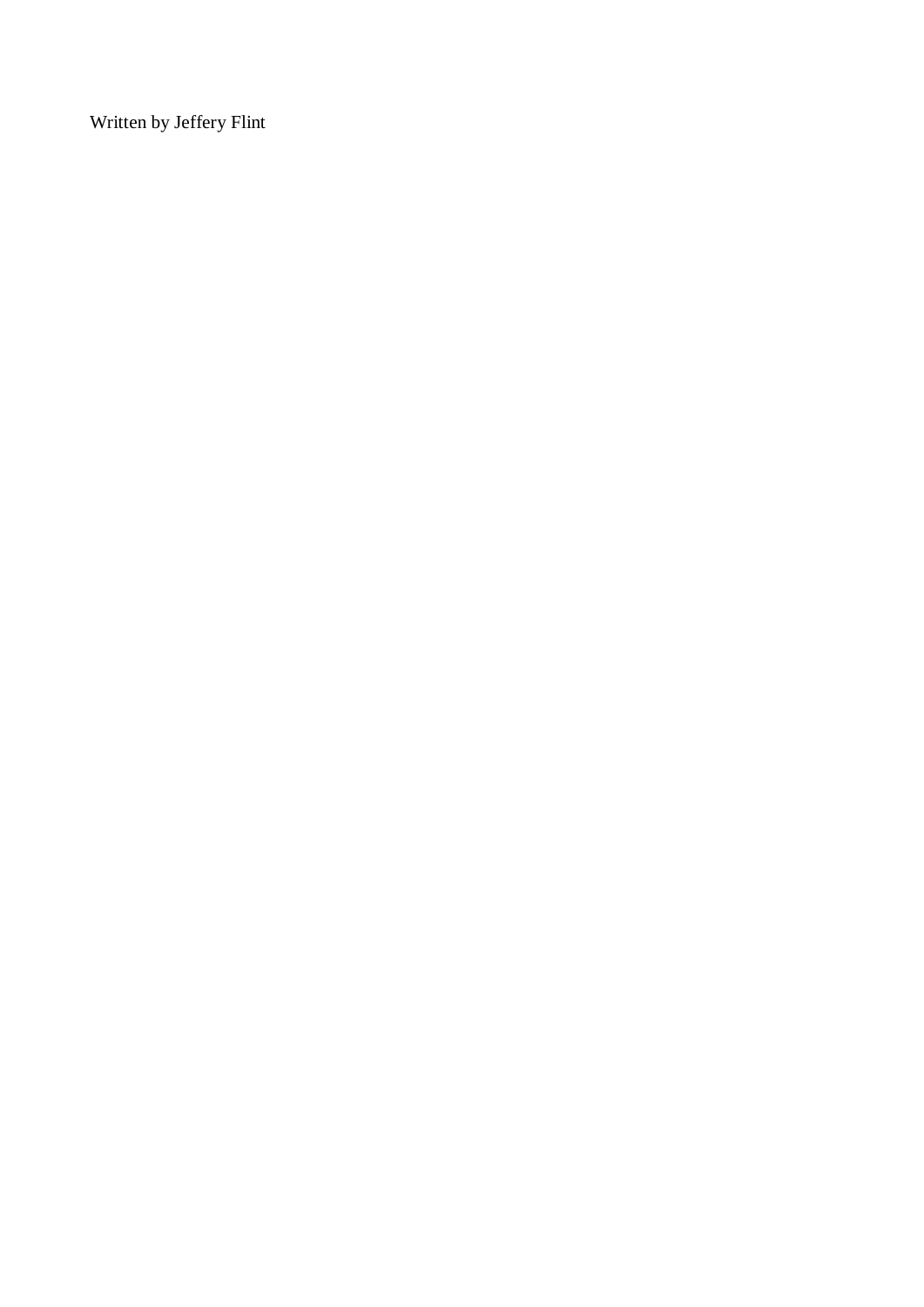Written by Jeffery Flint